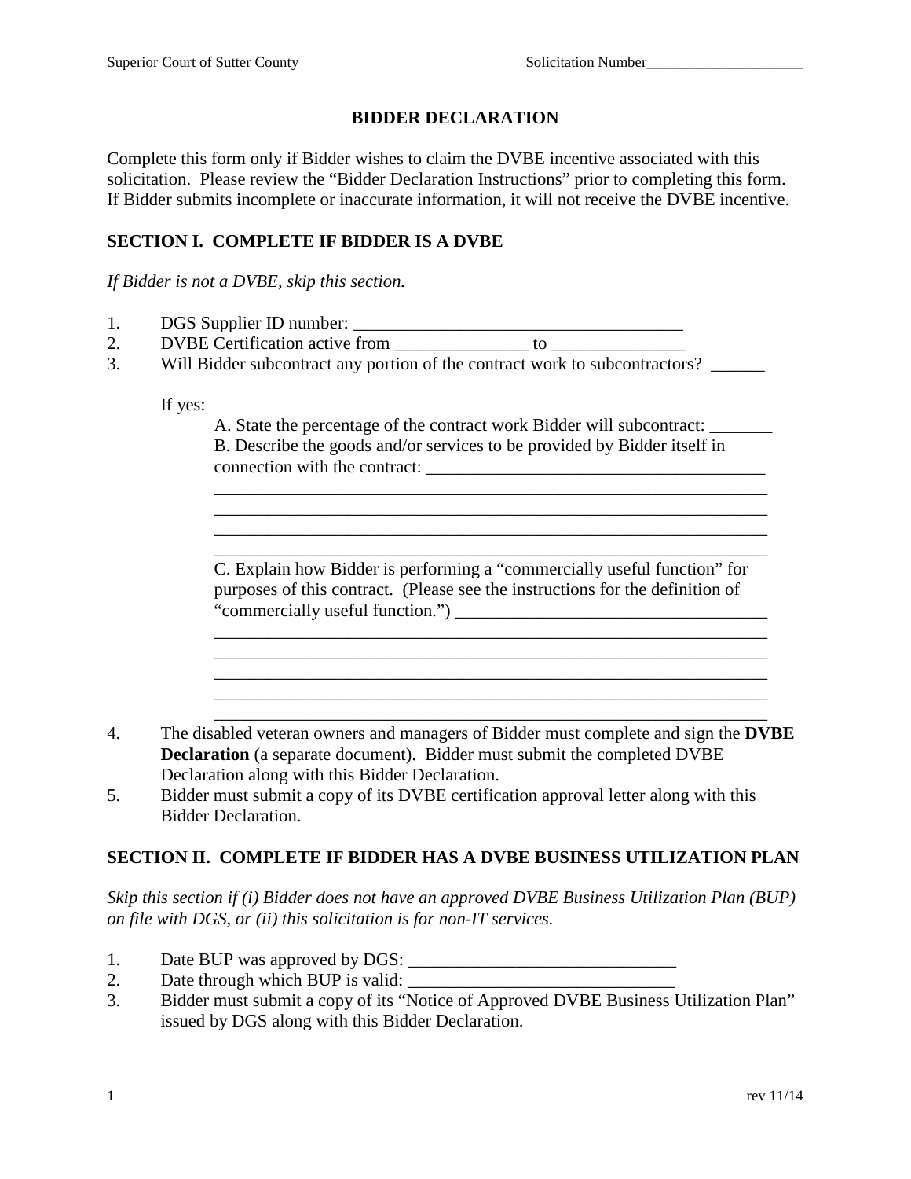# BIDDER DECLARATION

Complete this form only if Bidder wishes to claim the DVBE incentive associated with this solicitation. Please review the "Bidder Declaration Instructions" prior to completing this form. If Bidder submits incomplete or inaccurate information, it will not receive the DVBE incentive.

## SECTION I. COMPLETE IF BIDDER IS A DVBE

*If Bidder is not a DVBE, skip this section.*

1. DGS Supplier ID number: _____________________________________
2. DVBE Certification active from _______________ to _______________
3. Will Bidder subcontract any portion of the contract work to subcontractors? ______

   If yes:

   A. State the percentage of the contract work Bidder will subcontract: _______

   B. Describe the goods and/or services to be provided by Bidder itself in connection with the contract: _______________________________________
   _______________________________________________________________
   _______________________________________________________________
   _______________________________________________________________
   _______________________________________________________________

   C. Explain how Bidder is performing a "commercially useful function" for purposes of this contract. (Please see the instructions for the definition of "commercially useful function.") ___________________________________
   _______________________________________________________________
   _______________________________________________________________
   _______________________________________________________________
   _______________________________________________________________
   _______________________________________________________________

4. The disabled veteran owners and managers of Bidder must complete and sign the **DVBE Declaration** (a separate document). Bidder must submit the completed DVBE Declaration along with this Bidder Declaration.
5. Bidder must submit a copy of its DVBE certification approval letter along with this Bidder Declaration.

## SECTION II. COMPLETE IF BIDDER HAS A DVBE BUSINESS UTILIZATION PLAN

*Skip this section if (i) Bidder does not have an approved DVBE Business Utilization Plan (BUP) on file with DGS, or (ii) this solicitation is for non-IT services.*

1. Date BUP was approved by DGS: ______________________________
2. Date through which BUP is valid: ______________________________
3. Bidder must submit a copy of its "Notice of Approved DVBE Business Utilization Plan" issued by DGS along with this Bidder Declaration.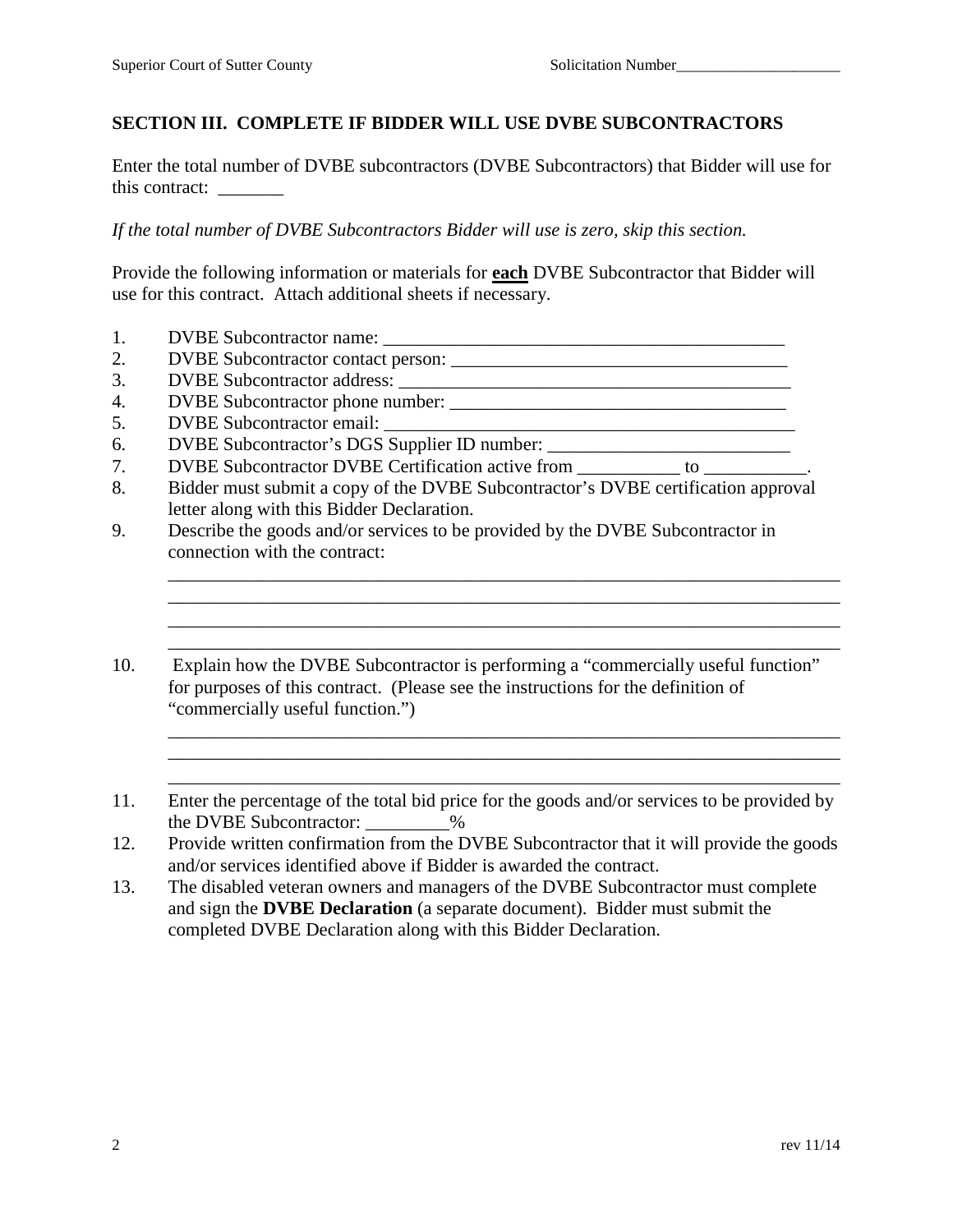## SECTION III. COMPLETE IF BIDDER WILL USE DVBE SUBCONTRACTORS

Enter the total number of DVBE subcontractors (DVBE Subcontractors) that Bidder will use for this contract: _______

*If the total number of DVBE Subcontractors Bidder will use is zero, skip this section.*

Provide the following information or materials for **each** DVBE Subcontractor that Bidder will use for this contract. Attach additional sheets if necessary.

1. DVBE Subcontractor name: ____________________________________________
2. DVBE Subcontractor contact person: ____________________________________
3. DVBE Subcontractor address: __________________________________________
4. DVBE Subcontractor phone number: ____________________________________
5. DVBE Subcontractor email: ____________________________________________
6. DVBE Subcontractor's DGS Supplier ID number: __________________________
7. DVBE Subcontractor DVBE Certification active from ___________ to ___________.
8. Bidder must submit a copy of the DVBE Subcontractor's DVBE certification approval letter along with this Bidder Declaration.
9. Describe the goods and/or services to be provided by the DVBE Subcontractor in connection with the contract:

   ___________________________________________________________________________
   ___________________________________________________________________________
   ___________________________________________________________________________
   ___________________________________________________________________________

10. Explain how the DVBE Subcontractor is performing a "commercially useful function" for purposes of this contract. (Please see the instructions for the definition of "commercially useful function.")

    ___________________________________________________________________________
    ___________________________________________________________________________
    ___________________________________________________________________________

11. Enter the percentage of the total bid price for the goods and/or services to be provided by the DVBE Subcontractor: _________%
12. Provide written confirmation from the DVBE Subcontractor that it will provide the goods and/or services identified above if Bidder is awarded the contract.
13. The disabled veteran owners and managers of the DVBE Subcontractor must complete and sign the **DVBE Declaration** (a separate document). Bidder must submit the completed DVBE Declaration along with this Bidder Declaration.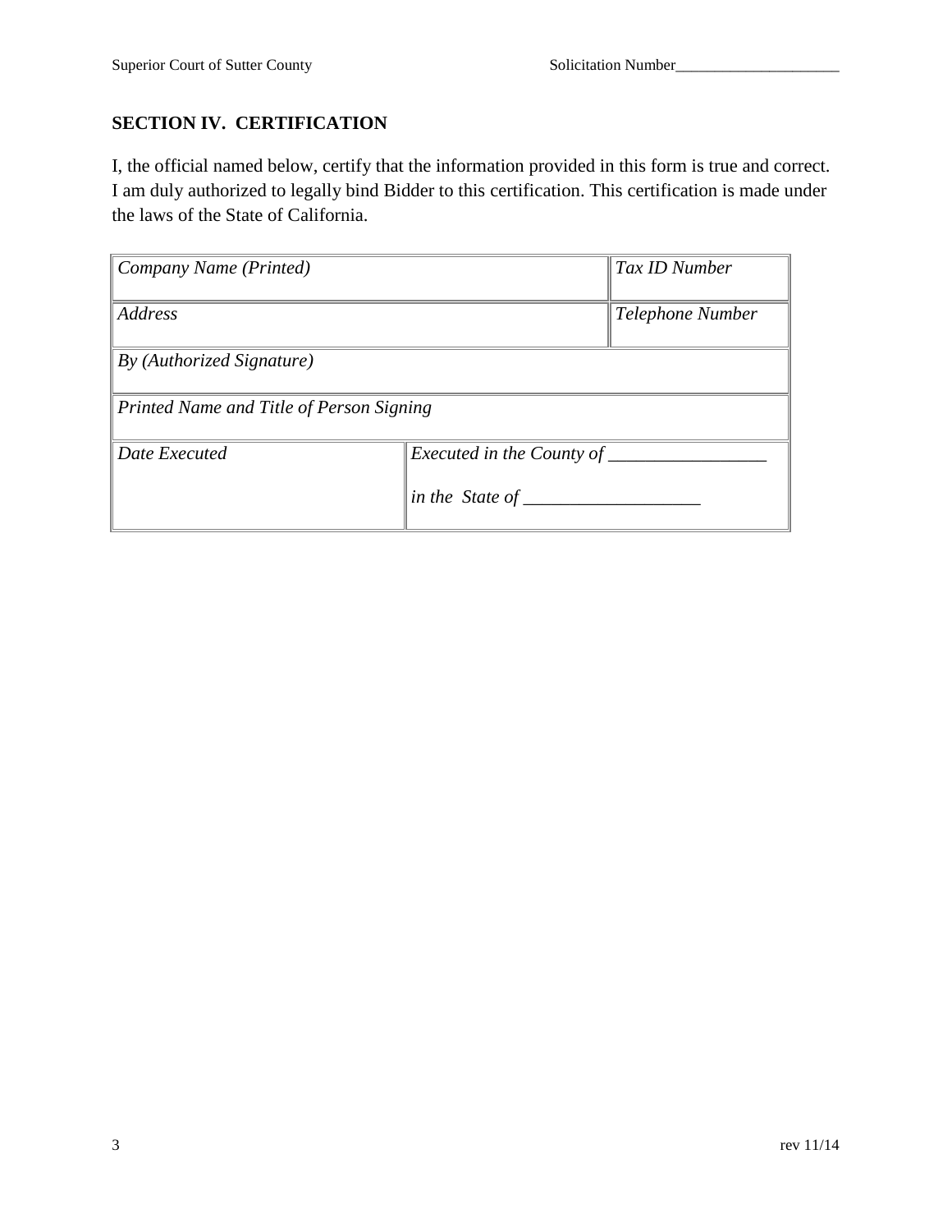## SECTION IV. CERTIFICATION

I, the official named below, certify that the information provided in this form is true and correct. I am duly authorized to legally bind Bidder to this certification. This certification is made under the laws of the State of California.

| *Company Name (Printed)* | | *Tax ID Number* |
|---|---|---|
| *Address* | | *Telephone Number* |
| *By (Authorized Signature)* | | |
| *Printed Name and Title of Person Signing* | | |
| *Date Executed* | *Executed in the County of* _________________ *in the State of* ___________________ | |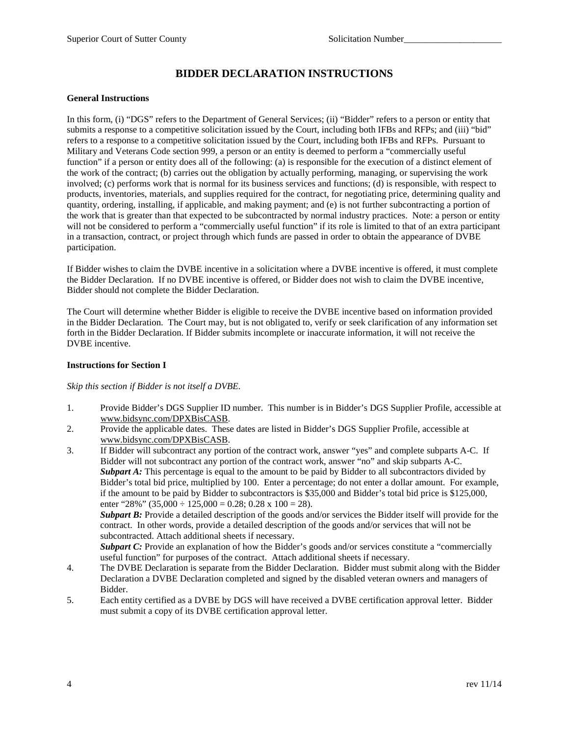# BIDDER DECLARATION INSTRUCTIONS

**General Instructions**

In this form, (i) "DGS" refers to the Department of General Services; (ii) "Bidder" refers to a person or entity that submits a response to a competitive solicitation issued by the Court, including both IFBs and RFPs; and (iii) "bid" refers to a response to a competitive solicitation issued by the Court, including both IFBs and RFPs. Pursuant to Military and Veterans Code section 999, a person or an entity is deemed to perform a "commercially useful function" if a person or entity does all of the following: (a) is responsible for the execution of a distinct element of the work of the contract; (b) carries out the obligation by actually performing, managing, or supervising the work involved; (c) performs work that is normal for its business services and functions; (d) is responsible, with respect to products, inventories, materials, and supplies required for the contract, for negotiating price, determining quality and quantity, ordering, installing, if applicable, and making payment; and (e) is not further subcontracting a portion of the work that is greater than that expected to be subcontracted by normal industry practices. Note: a person or entity will not be considered to perform a "commercially useful function" if its role is limited to that of an extra participant in a transaction, contract, or project through which funds are passed in order to obtain the appearance of DVBE participation.

If Bidder wishes to claim the DVBE incentive in a solicitation where a DVBE incentive is offered, it must complete the Bidder Declaration. If no DVBE incentive is offered, or Bidder does not wish to claim the DVBE incentive, Bidder should not complete the Bidder Declaration.

The Court will determine whether Bidder is eligible to receive the DVBE incentive based on information provided in the Bidder Declaration. The Court may, but is not obligated to, verify or seek clarification of any information set forth in the Bidder Declaration. If Bidder submits incomplete or inaccurate information, it will not receive the DVBE incentive.

**Instructions for Section I**

*Skip this section if Bidder is not itself a DVBE.*

1. Provide Bidder's DGS Supplier ID number. This number is in Bidder's DGS Supplier Profile, accessible at www.bidsync.com/DPXBisCASB.
2. Provide the applicable dates. These dates are listed in Bidder's DGS Supplier Profile, accessible at www.bidsync.com/DPXBisCASB.
3. If Bidder will subcontract any portion of the contract work, answer "yes" and complete subparts A-C. If Bidder will not subcontract any portion of the contract work, answer "no" and skip subparts A-C.
   ***Subpart A:*** This percentage is equal to the amount to be paid by Bidder to all subcontractors divided by Bidder's total bid price, multiplied by 100. Enter a percentage; do not enter a dollar amount. For example, if the amount to be paid by Bidder to subcontractors is $35,000 and Bidder's total bid price is $125,000, enter "28%" ($35{,}000 \div 125{,}000 = 0.28$; $0.28 \times 100 = 28$).
   ***Subpart B:*** Provide a detailed description of the goods and/or services the Bidder itself will provide for the contract. In other words, provide a detailed description of the goods and/or services that will not be subcontracted. Attach additional sheets if necessary.
   ***Subpart C:*** Provide an explanation of how the Bidder's goods and/or services constitute a "commercially useful function" for purposes of the contract. Attach additional sheets if necessary.
4. The DVBE Declaration is separate from the Bidder Declaration. Bidder must submit along with the Bidder Declaration a DVBE Declaration completed and signed by the disabled veteran owners and managers of Bidder.
5. Each entity certified as a DVBE by DGS will have received a DVBE certification approval letter. Bidder must submit a copy of its DVBE certification approval letter.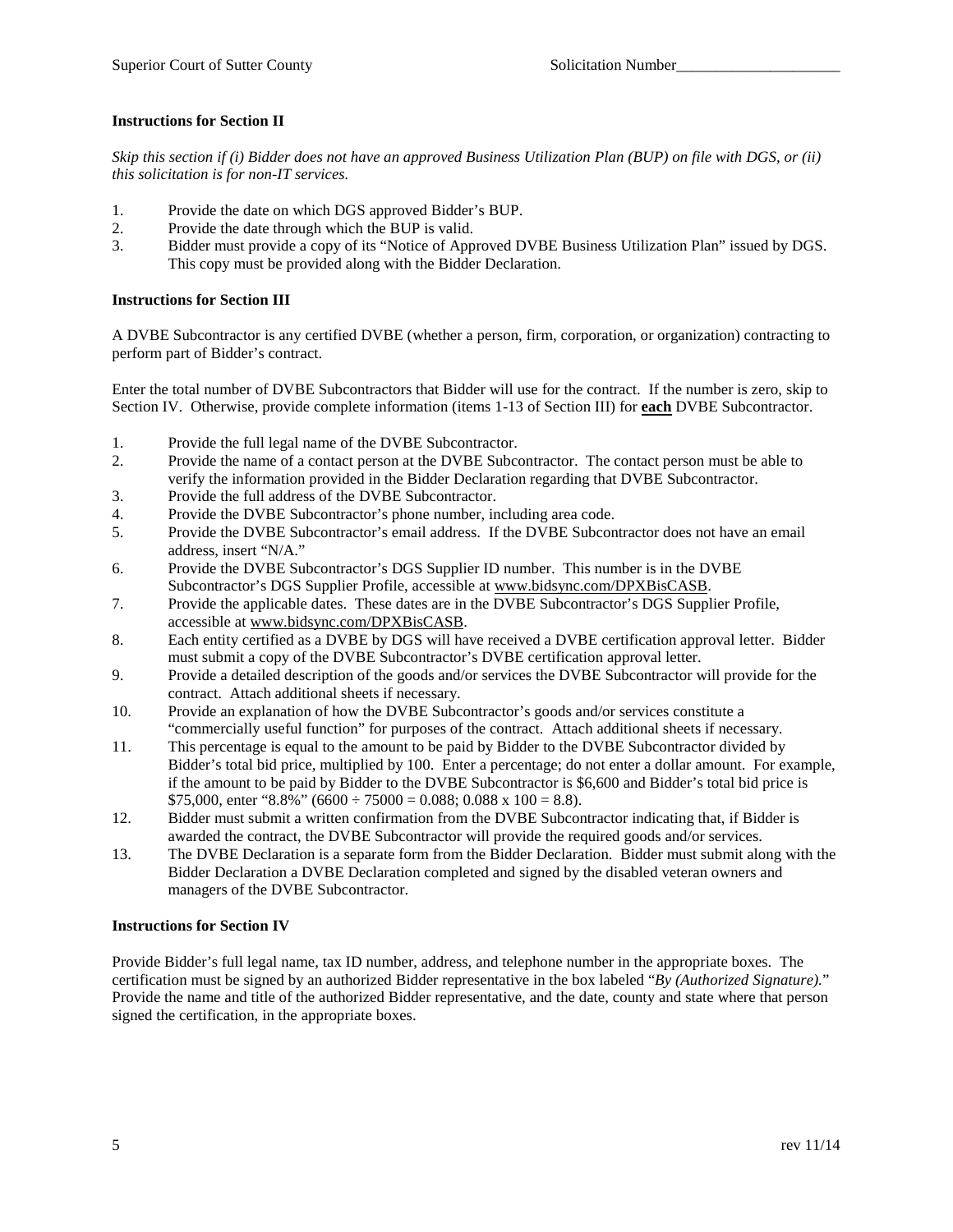### Instructions for Section II

*Skip this section if (i) Bidder does not have an approved Business Utilization Plan (BUP) on file with DGS, or (ii) this solicitation is for non-IT services.*

1. Provide the date on which DGS approved Bidder's BUP.
2. Provide the date through which the BUP is valid.
3. Bidder must provide a copy of its "Notice of Approved DVBE Business Utilization Plan" issued by DGS. This copy must be provided along with the Bidder Declaration.

### Instructions for Section III

A DVBE Subcontractor is any certified DVBE (whether a person, firm, corporation, or organization) contracting to perform part of Bidder's contract.

Enter the total number of DVBE Subcontractors that Bidder will use for the contract. If the number is zero, skip to Section IV. Otherwise, provide complete information (items 1-13 of Section III) for **each** DVBE Subcontractor.

1. Provide the full legal name of the DVBE Subcontractor.
2. Provide the name of a contact person at the DVBE Subcontractor. The contact person must be able to verify the information provided in the Bidder Declaration regarding that DVBE Subcontractor.
3. Provide the full address of the DVBE Subcontractor.
4. Provide the DVBE Subcontractor's phone number, including area code.
5. Provide the DVBE Subcontractor's email address. If the DVBE Subcontractor does not have an email address, insert "N/A."
6. Provide the DVBE Subcontractor's DGS Supplier ID number. This number is in the DVBE Subcontractor's DGS Supplier Profile, accessible at www.bidsync.com/DPXBisCASB.
7. Provide the applicable dates. These dates are in the DVBE Subcontractor's DGS Supplier Profile, accessible at www.bidsync.com/DPXBisCASB.
8. Each entity certified as a DVBE by DGS will have received a DVBE certification approval letter. Bidder must submit a copy of the DVBE Subcontractor's DVBE certification approval letter.
9. Provide a detailed description of the goods and/or services the DVBE Subcontractor will provide for the contract. Attach additional sheets if necessary.
10. Provide an explanation of how the DVBE Subcontractor's goods and/or services constitute a "commercially useful function" for purposes of the contract. Attach additional sheets if necessary.
11. This percentage is equal to the amount to be paid by Bidder to the DVBE Subcontractor divided by Bidder's total bid price, multiplied by 100. Enter a percentage; do not enter a dollar amount. For example, if the amount to be paid by Bidder to the DVBE Subcontractor is $6,600 and Bidder's total bid price is $75,000, enter "8.8%" (6600 ÷ 75000 = 0.088; 0.088 x 100 = 8.8).
12. Bidder must submit a written confirmation from the DVBE Subcontractor indicating that, if Bidder is awarded the contract, the DVBE Subcontractor will provide the required goods and/or services.
13. The DVBE Declaration is a separate form from the Bidder Declaration. Bidder must submit along with the Bidder Declaration a DVBE Declaration completed and signed by the disabled veteran owners and managers of the DVBE Subcontractor.

### Instructions for Section IV

Provide Bidder's full legal name, tax ID number, address, and telephone number in the appropriate boxes. The certification must be signed by an authorized Bidder representative in the box labeled "*By (Authorized Signature).*" Provide the name and title of the authorized Bidder representative, and the date, county and state where that person signed the certification, in the appropriate boxes.